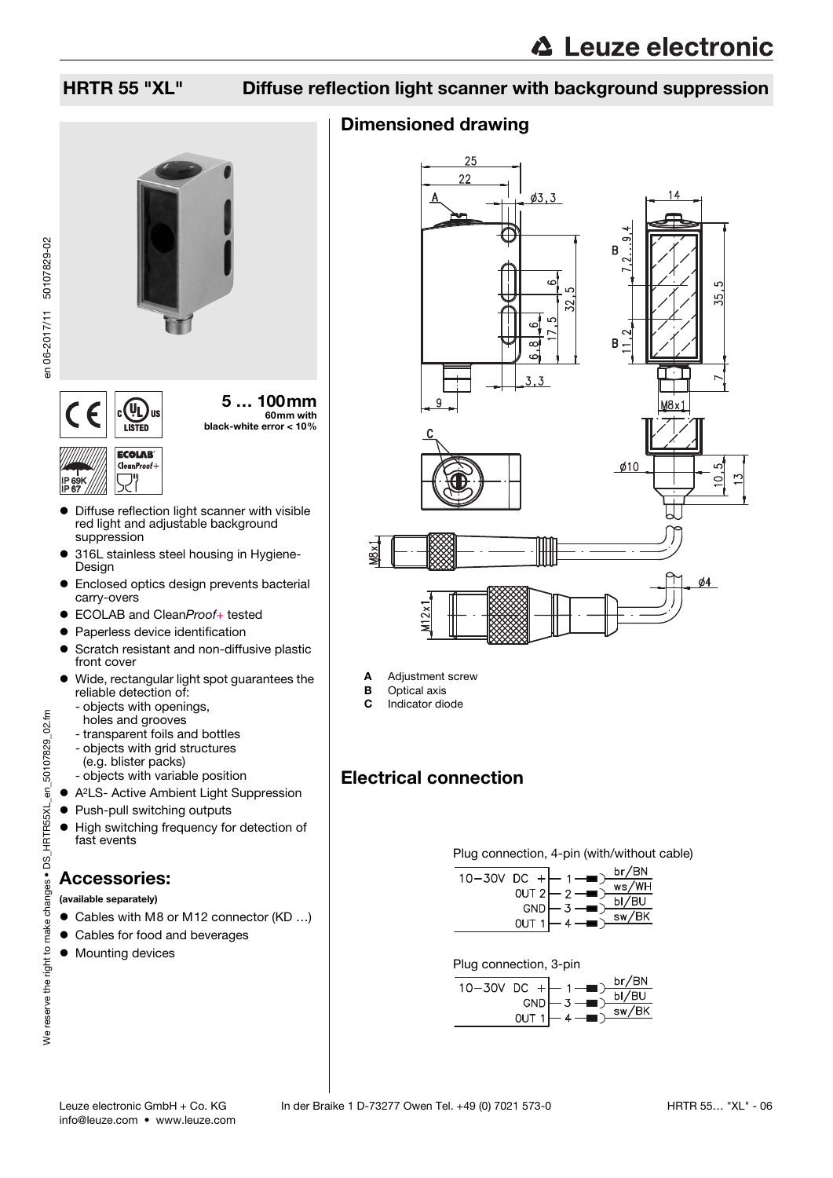# HRTR 55 "XL" Diffuse reflection light scanner with background suppression

**5 … 100mm**
60mm with black-white error < 10%

- Diffuse reflection light scanner with visible red light and adjustable background suppression
- 316L stainless steel housing in Hygiene-Design
- Enclosed optics design prevents bacterial carry-overs
- ECOLAB and Clean*Proof+* tested
- Paperless device identification
- Scratch resistant and non-diffusive plastic front cover
- Wide, rectangular light spot guarantees the reliable detection of:
  - objects with openings, holes and grooves
  - transparent foils and bottles
  - objects with grid structures (e.g. blister packs)
  - objects with variable position
- A²LS- Active Ambient Light Suppression
- Push-pull switching outputs
- High switching frequency for detection of fast events

## Accessories:

**(available separately)**

- Cables with M8 or M12 connector (KD …)
- Cables for food and beverages
- Mounting devices

## Dimensioned drawing

**A** Adjustment screw
**B** Optical axis
**C** Indicator diode

## Electrical connection

Plug connection, 4-pin (with/without cable)

| Signal | Pin | Wire color |
|---|---|---|
| 10–30V DC + | 1 | br/BN |
| OUT 2 | 2 | ws/WH |
| GND | 3 | bl/BU |
| OUT 1 | 4 | sw/BK |

Plug connection, 3-pin

| Signal | Pin | Wire color |
|---|---|---|
| 10–30V DC + | 1 | br/BN |
| GND | 3 | bl/BU |
| OUT 1 | 4 | sw/BK |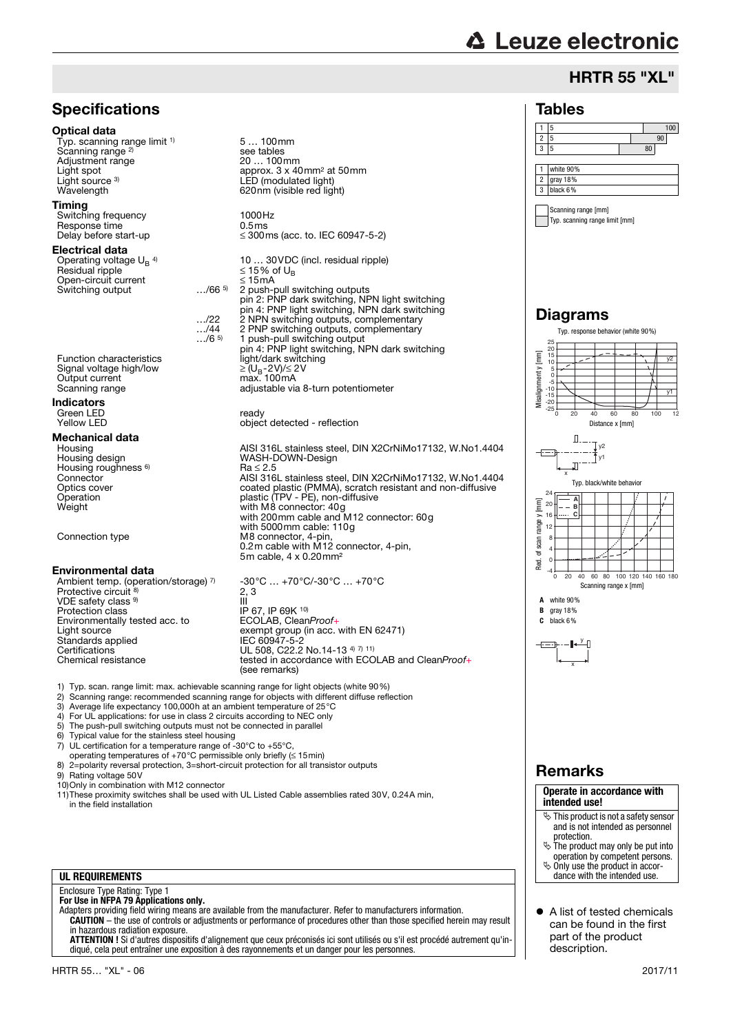# HRTR 55 "XL"

## Specifications

### Optical data

| | |
|---|---|
| Typ. scanning range limit [1] | 5 … 100mm |
| Scanning range [2] | see tables |
| Adjustment range | 20 … 100mm |
| Light spot | approx. 3 x 40mm² at 50mm |
| Light source [3] | LED (modulated light) |
| Wavelength | 620nm (visible red light) |

### Timing

| | |
|---|---|
| Switching frequency | 1000Hz |
| Response time | 0.5ms |
| Delay before start-up | ≤ 300ms (acc. to IEC 60947-5-2) |

### Electrical data

| | | |
|---|---|---|
| Operating voltage $U_B$ [4] | | 10 … 30VDC (incl. residual ripple) |
| Residual ripple | | ≤ 15% of $U_B$ |
| Open-circuit current | | ≤ 15mA |
| Switching output | …/66 [5] | 2 push-pull switching outputs<br>pin 2: PNP dark switching, NPN light switching<br>pin 4: PNP light switching, NPN dark switching |
| | …/22 | 2 NPN switching outputs, complementary |
| | …/44 | 2 PNP switching outputs, complementary |
| | …/6 [5] | 1 push-pull switching output<br>pin 4: PNP light switching, NPN dark switching |
| Function characteristics | | light/dark switching |
| Signal voltage high/low | | ≥ ($U_B$-2V)/≤ 2V |
| Output current | | max. 100mA |
| Scanning range | | adjustable via 8-turn potentiometer |

### Indicators

| | |
|---|---|
| Green LED | ready |
| Yellow LED | object detected - reflection |

### Mechanical data

| | |
|---|---|
| Housing | AISI 316L stainless steel, DIN X2CrNiMo17132, W.No1.4404 |
| Housing design | WASH-DOWN-Design |
| Housing roughness [6] | Ra ≤ 2.5 |
| Connector | AISI 316L stainless steel, DIN X2CrNiMo17132, W.No1.4404 |
| Optics cover | coated plastic (PMMA), scratch resistant and non-diffusive |
| Operation | plastic (TPV - PE), non-diffusive |
| Weight | with M8 connector: 40g<br>with 200mm cable and M12 connector: 60g<br>with 5000mm cable: 110g |
| Connection type | M8 connector, 4-pin,<br>0.2m cable with M12 connector, 4-pin,<br>5m cable, 4 x 0.20mm² |

### Environmental data

| | |
|---|---|
| Ambient temp. (operation/storage) [7] | -30°C … +70°C/-30°C … +70°C |
| Protective circuit [8] | 2, 3 |
| VDE safety class [9] | III |
| Protection class | IP 67, IP 69K [10] |
| Environmentally tested acc. to | ECOLAB, Clean*Proof*+ |
| Light source | exempt group (in acc. with EN 62471) |
| Standards applied | IEC 60947-5-2 |
| Certifications | UL 508, C22.2 No.14-13 [4] [7] [11] |
| Chemical resistance | tested in accordance with ECOLAB and Clean*Proof*+ (see remarks) |

1) Typ. scan. range limit: max. achievable scanning range for light objects (white 90%)
2) Scanning range: recommended scanning range for objects with different diffuse reflection
3) Average life expectancy 100,000h at an ambient temperature of 25°C
4) For UL applications: for use in class 2 circuits according to NEC only
5) The push-pull switching outputs must not be connected in parallel
6) Typical value for the stainless steel housing
7) UL certification for a temperature range of -30°C to +55°C, operating temperatures of +70°C permissible only briefly (≤ 15min)
8) 2=polarity reversal protection, 3=short-circuit protection for all transistor outputs
9) Rating voltage 50V
10) Only in combination with M12 connector
11) These proximity switches shall be used with UL Listed Cable assemblies rated 30V, 0.24A min, in the field installation

**UL REQUIREMENTS**

Enclosure Type Rating: Type 1
**For Use in NFPA 79 Applications only.**
Adapters providing field wiring means are available from the manufacturer. Refer to manufacturers information.
**CAUTION** – the use of controls or adjustments or performance of procedures other than those specified herein may result in hazardous radiation exposure.
**ATTENTION !** Si d'autres dispositifs d'alignement que ceux préconisés ici sont utilisés ou s'il est procédé autrement qu'indiqué, cela peut entraîner une exposition à des rayonnements et un danger pour les personnes.

## Tables

| | | |
|---|---|---|
| 1 | 5 | 100 |
| 2 | 5 | 90 |
| 3 | 5 | 80 |

| | |
|---|---|
| 1 | white 90% |
| 2 | gray 18% |
| 3 | black 6% |

Scanning range [mm]
Typ. scanning range limit [mm]

## Diagrams

Typ. response behavior (white 90%)

Typ. black/white behavior

**A** white 90%
**B** gray 18%
**C** black 6%

## Remarks

**Operate in accordance with intended use!**

- This product is not a safety sensor and is not intended as personnel protection.
- The product may only be put into operation by competent persons.
- Only use the product in accordance with the intended use.

- A list of tested chemicals can be found in the first part of the product description.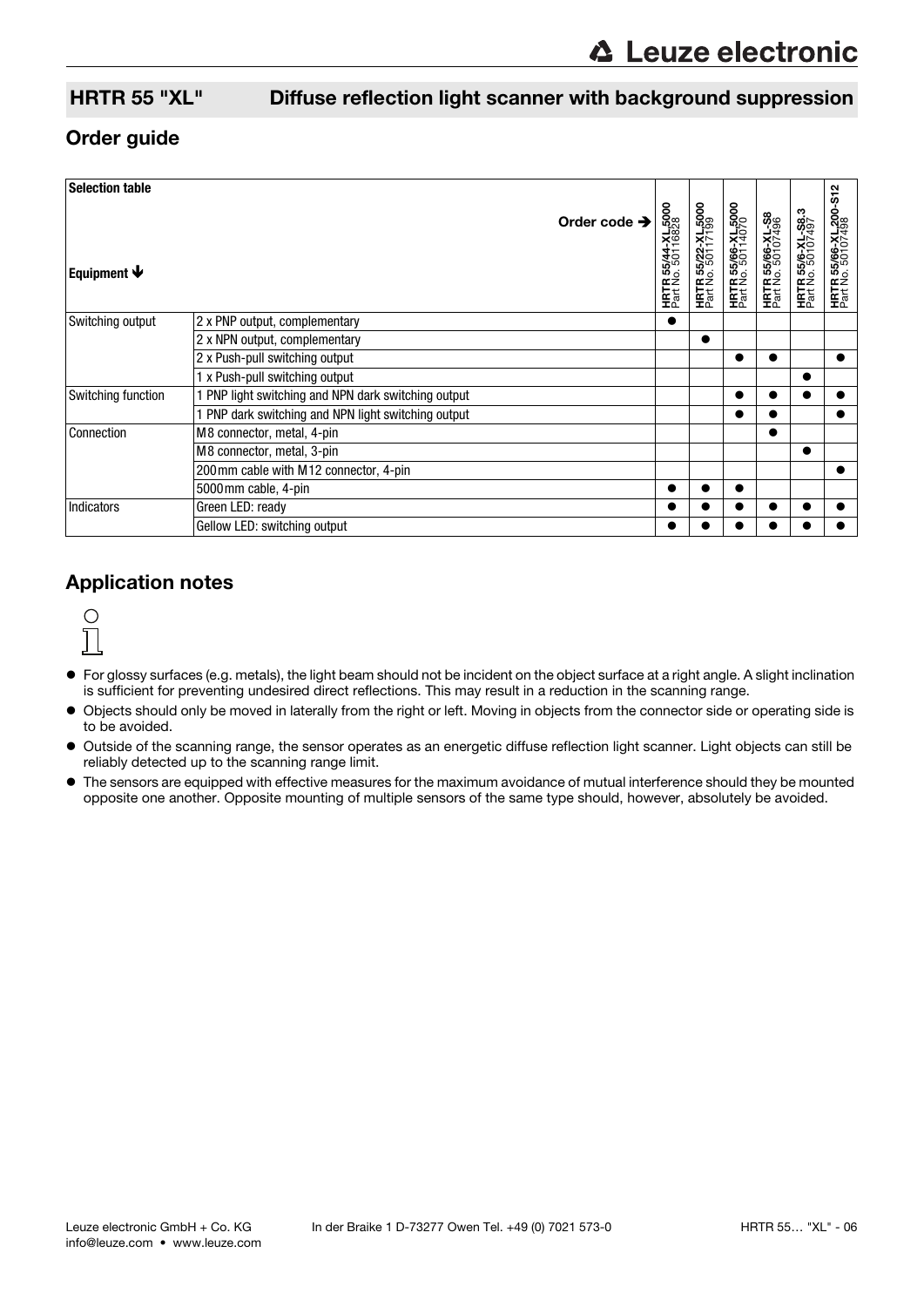## HRTR 55 "XL" Diffuse reflection light scanner with background suppression

## Order guide

| Selection table | | | | | | | |
|---|---|---|---|---|---|---|---|
| **Equipment ↓** | **Order code →** | **HRTR 55/44-XL.5000** Part No. 50116828 | **HRTR 55/22-XL.5000** Part No. 50117199 | **HRTR 55/66-XL.5000** Part No. 50114070 | **HRTR 55/66-XL-S8** Part No. 50107496 | **HRTR 55/6-XL-S8.3** Part No. 50107497 | **HRTR 55/66-XL.200-S12** Part No. 50107498 |
| Switching output | 2 x PNP output, complementary | ● | | | | | |
| | 2 x NPN output, complementary | | ● | | | | |
| | 2 x Push-pull switching output | | | ● | ● | | ● |
| | 1 x Push-pull switching output | | | | | ● | |
| Switching function | 1 PNP light switching and NPN dark switching output | | | ● | ● | ● | ● |
| | 1 PNP dark switching and NPN light switching output | | | ● | ● | | ● |
| Connection | M8 connector, metal, 4-pin | | | | ● | | |
| | M8 connector, metal, 3-pin | | | | | ● | |
| | 200mm cable with M12 connector, 4-pin | | | | | | ● |
| | 5000mm cable, 4-pin | ● | ● | ● | | | |
| Indicators | Green LED: ready | ● | ● | ● | ● | ● | ● |
| | Gellow LED: switching output | ● | ● | ● | ● | ● | ● |

## Application notes

- For glossy surfaces (e.g. metals), the light beam should not be incident on the object surface at a right angle. A slight inclination is sufficient for preventing undesired direct reflections. This may result in a reduction in the scanning range.
- Objects should only be moved in laterally from the right or left. Moving in objects from the connector side or operating side is to be avoided.
- Outside of the scanning range, the sensor operates as an energetic diffuse reflection light scanner. Light objects can still be reliably detected up to the scanning range limit.
- The sensors are equipped with effective measures for the maximum avoidance of mutual interference should they be mounted opposite one another. Opposite mounting of multiple sensors of the same type should, however, absolutely be avoided.